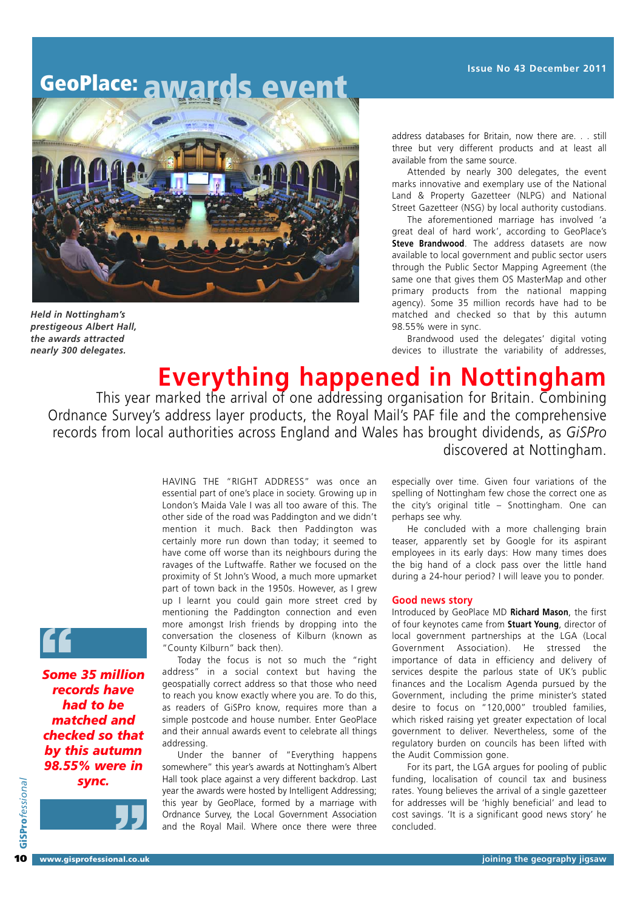# GeoPlace: awards event

*Held in Nottingham's prestigious Albert Hall, the awards attracted nearly 300 delegates.*

# Everything happened in Nottingham

This year marked the arrival of one addressing organisation for Britain. Combining Ordnance Survey's address layer products, the Royal Mail's PAF file and the comprehensive records from local authorities across England and Wales has brought dividends, as *GiSPro* discovered at Nottingham.

HAVING THE "RIGHT ADDRESS" was once an essential part of one's place in society. Growing up in London's Maida Vale I was all too aware of this. The other side of the road was Paddington and we didn't mention it much. Back then Paddington was certainly more run down than today; it seemed to have come off worse than its neighbours during the ravages of the Luftwaffe. Rather we focused on the proximity of St John's Wood, a much more upmarket part of town back in the 1950s. However, as I grew up I learnt you could gain more street cred by mentioning the Paddington connection and even more amongst Irish friends by dropping into the conversation the closeness of Kilburn (known as "County Kilburn" back then).

Today the focus is not so much the "right address" in a social context but having the geospatially correct address so that those who need to reach you know exactly where you are. To do this, as readers of GiSPro know, requires more than a simple postcode and house number. Enter GeoPlace and their annual awards event to celebrate all things addressing.

Under the banner of "Everything happens somewhere" this year's awards at Nottingham's Albert Hall took place against a very different backdrop. Last year the awards were hosted by Intelligent Addressing; this year by GeoPlace, formed by a marriage with Ordnance Survey, the Local Government Association and the Royal Mail. Where once there were three address databases for Britain, now there are. . . still three but very different products and at least all available from the same source.

Attended by nearly 300 delegates, the event marks innovative and exemplary use of the National Land & Property Gazetteer (NLPG) and National Street Gazetteer (NSG) by local authority custodians.

The aforementioned marriage has involved 'a great deal of hard work', according to GeoPlace's **Steve Brandwood**. The address datasets are now available to local government and public sector users through the Public Sector Mapping Agreement (the same one that gives them OS MasterMap and other primary products from the national mapping agency). Some 35 million records have had to be matched and checked so that by this autumn 98.55% were in sync.

> *Some 35 million records have had to be matched and checked so that by this autumn 98.55% were in sync.*

Brandwood used the delegates' digital voting devices to illustrate the variability of addresses, especially over time. Given four variations of the spelling of Nottingham few chose the correct one as the city's original title – Snottingham. One can perhaps see why.

He concluded with a more challenging brain teaser, apparently set by Google for its aspirant employees in its early days: How many times does the big hand of a clock pass over the little hand during a 24-hour period? I will leave you to ponder.

## Good news story

Introduced by GeoPlace MD **Richard Mason**, the first of four keynotes came from **Stuart Young**, director of local government partnerships at the LGA (Local Government Association). He stressed the importance of data in efficiency and delivery of services despite the parlous state of UK's public finances and the Localism Agenda pursued by the Government, including the prime minister's stated desire to focus on "120,000" troubled families, which risked raising yet greater expectation of local government to deliver. Nevertheless, some of the regulatory burden on councils has been lifted with the Audit Commission gone.

For its part, the LGA argues for pooling of public funding, localisation of council tax and business rates. Young believes the arrival of a single gazetteer for addresses will be 'highly beneficial' and lead to cost savings. 'It is a significant good news story' he concluded.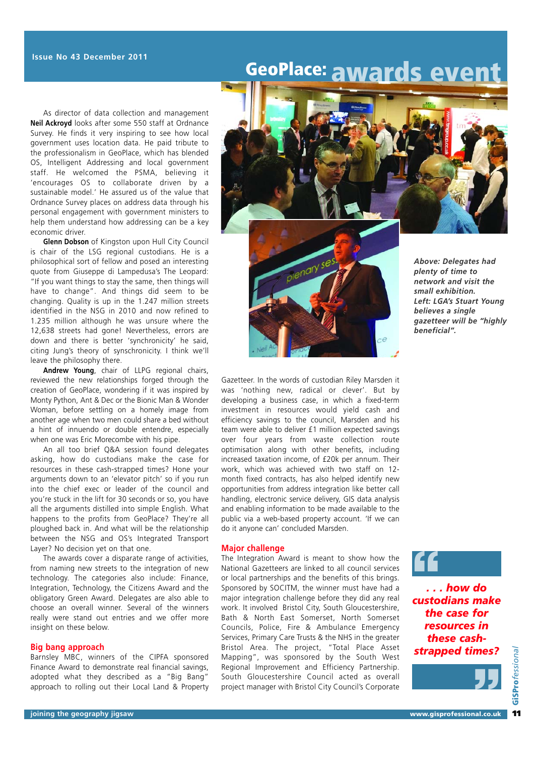# GeoPlace: awards event

As director of data collection and management **Neil Ackroyd** looks after some 550 staff at Ordnance Survey. He finds it very inspiring to see how local government uses location data. He paid tribute to the professionalism in GeoPlace, which has blended OS, Intelligent Addressing and local government staff. He welcomed the PSMA, believing it 'encourages OS to collaborate driven by a sustainable model.' He assured us of the value that Ordnance Survey places on address data through his personal engagement with government ministers to help them understand how addressing can be a key economic driver.

**Glenn Dobson** of Kingston upon Hull City Council is chair of the LSG regional custodians. He is a philosophical sort of fellow and posed an interesting quote from Giuseppe di Lampedusa's The Leopard: "If you want things to stay the same, then things will have to change". And things did seem to be changing. Quality is up in the 1.247 million streets identified in the NSG in 2010 and now refined to 1.235 million although he was unsure where the 12,638 streets had gone! Nevertheless, errors are down and there is better 'synchronicity' he said, citing Jung's theory of synschronicity. I think we'll leave the philosophy there.

**Andrew Young**, chair of LLPG regional chairs, reviewed the new relationships forged through the creation of GeoPlace, wondering if it was inspired by Monty Python, Ant & Dec or the Bionic Man & Wonder Woman, before settling on a homely image from another age when two men could share a bed without a hint of innuendo or double entendre, especially when one was Eric Morecombe with his pipe.

An all too brief Q&A session found delegates asking, how do custodians make the case for resources in these cash-strapped times? Hone your arguments down to an 'elevator pitch' so if you run into the chief exec or leader of the council and you're stuck in the lift for 30 seconds or so, you have all the arguments distilled into simple English. What happens to the profits from GeoPlace? They're all ploughed back in. And what will be the relationship between the NSG and OS's Integrated Transport Layer? No decision yet on that one.

The awards cover a disparate range of activities, from naming new streets to the integration of new technology. The categories also include: Finance, Integration, Technology, the Citizens Award and the obligatory Green Award. Delegates are also able to choose an overall winner. Several of the winners really were stand out entries and we offer more insight on these below.

## Big bang approach

Barnsley MBC, winners of the CIPFA sponsored Finance Award to demonstrate real financial savings, adopted what they described as a "Big Bang" approach to rolling out their Local Land & Property Gazetteer. In the words of custodian Riley Marsden it was 'nothing new, radical or clever'. But by developing a business case, in which a fixed-term investment in resources would yield cash and efficiency savings to the council, Marsden and his team were able to deliver £1 million expected savings over four years from waste collection route optimisation along with other benefits, including increased taxation income, of £20k per annum. Their work, which was achieved with two staff on 12-month fixed contracts, has also helped identify new opportunities from address integration like better call handling, electronic service delivery, GIS data analysis and enabling information to be made available to the public via a web-based property account. 'If we can do it anyone can' concluded Marsden.

*Above: Delegates had plenty of time to network and visit the small exhibition.*
*Left: LGA's Stuart Young believes a single gazetteer will be "highly beneficial".*

## Major challenge

The Integration Award is meant to show how the National Gazetteers are linked to all council services or local partnerships and the benefits of this brings. Sponsored by SOCITM, the winner must have had a major integration challenge before they did any real work. It involved Bristol City, South Gloucestershire, Bath & North East Somerset, North Somerset Councils, Police, Fire & Ambulance Emergency Services, Primary Care Trusts & the NHS in the greater Bristol Area. The project, "Total Place Asset Mapping", was sponsored by the South West Regional Improvement and Efficiency Partnership. South Gloucestershire Council acted as overall project manager with Bristol City Council's Corporate

> *. . . how do custodians make the case for resources in these cash-strapped times?*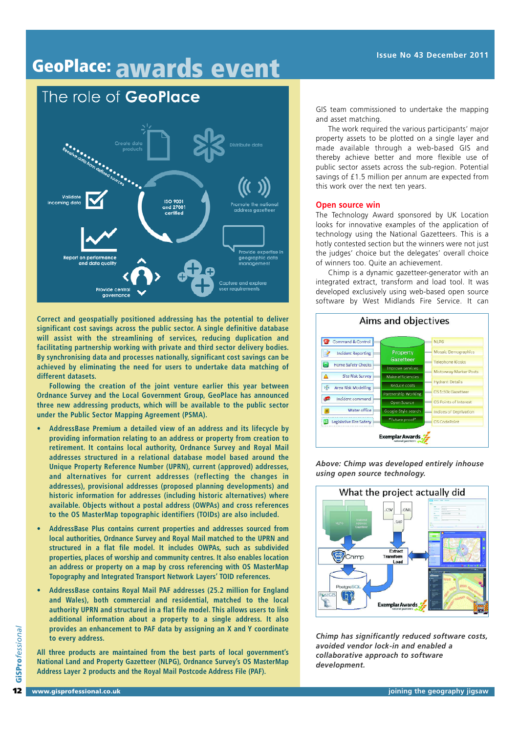# GeoPlace: awards event

## The role of GeoPlace

**Correct and geospatially positioned addressing has the potential to deliver significant cost savings across the public sector. A single definitive database will assist with the streamlining of services, reducing duplication and facilitating partnership working with private and third sector delivery bodies. By synchronising data and processes nationally, significant cost savings can be achieved by eliminating the need for users to undertake data matching of different datasets.**

**Following the creation of the joint venture earlier this year between Ordnance Survey and the Local Government Group, GeoPlace has announced three new addressing products, which will be available to the public sector under the Public Sector Mapping Agreement (PSMA).**

- **AddressBase Premium a detailed view of an address and its lifecycle by providing information relating to an address or property from creation to retirement. It contains local authority, Ordnance Survey and Royal Mail addresses structured in a relational database model based around the Unique Property Reference Number (UPRN), current (approved) addresses, and alternatives for current addresses (reflecting the changes in addresses), provisional addresses (proposed planning developments) and historic information for addresses (including historic alternatives) where available. Objects without a postal address (OWPAs) and cross references to the OS MasterMap topographic identifiers (TOIDs) are also included.**
- **AddressBase Plus contains current properties and addresses sourced from local authorities, Ordnance Survey and Royal Mail matched to the UPRN and structured in a flat file model. It includes OWPAs, such as subdivided properties, places of worship and community centres. It also enables location an address or property on a map by cross referencing with OS MasterMap Topography and Integrated Transport Network Layers' TOID references.**
- **AddressBase contains Royal Mail PAF addresses (25.2 million for England and Wales), both commercial and residential, matched to the local authority UPRN and structured in a flat file model. This allows users to link additional information about a property to a single address. It also provides an enhancement to PAF data by assigning an X and Y coordinate to every address.**

**All three products are maintained from the best parts of local government's National Land and Property Gazetteer (NLPG), Ordnance Survey's OS MasterMap Address Layer 2 products and the Royal Mail Postcode Address File (PAF).**

GIS team commissioned to undertake the mapping and asset matching.

The work required the various participants' major property assets to be plotted on a single layer and made available through a web-based GIS and thereby achieve better and more flexible use of public sector assets across the sub-region. Potential savings of £1.5 million per annum are expected from this work over the next ten years.

## Open source win

The Technology Award sponsored by UK Location looks for innovative examples of the application of technology using the National Gazetteers. This is a hotly contested section but the winners were not just the judges' choice but the delegates' overall choice of winners too. Quite an achievement.

Chimp is a dynamic gazetteer-generator with an integrated extract, transform and load tool. It was developed exclusively using web-based open source software by West Midlands Fire Service. It can

*Above: Chimp was developed entirely inhouse using open source technology.*

*Chimp has significantly reduced software costs, avoided vendor lock-in and enabled a collaborative approach to software development.*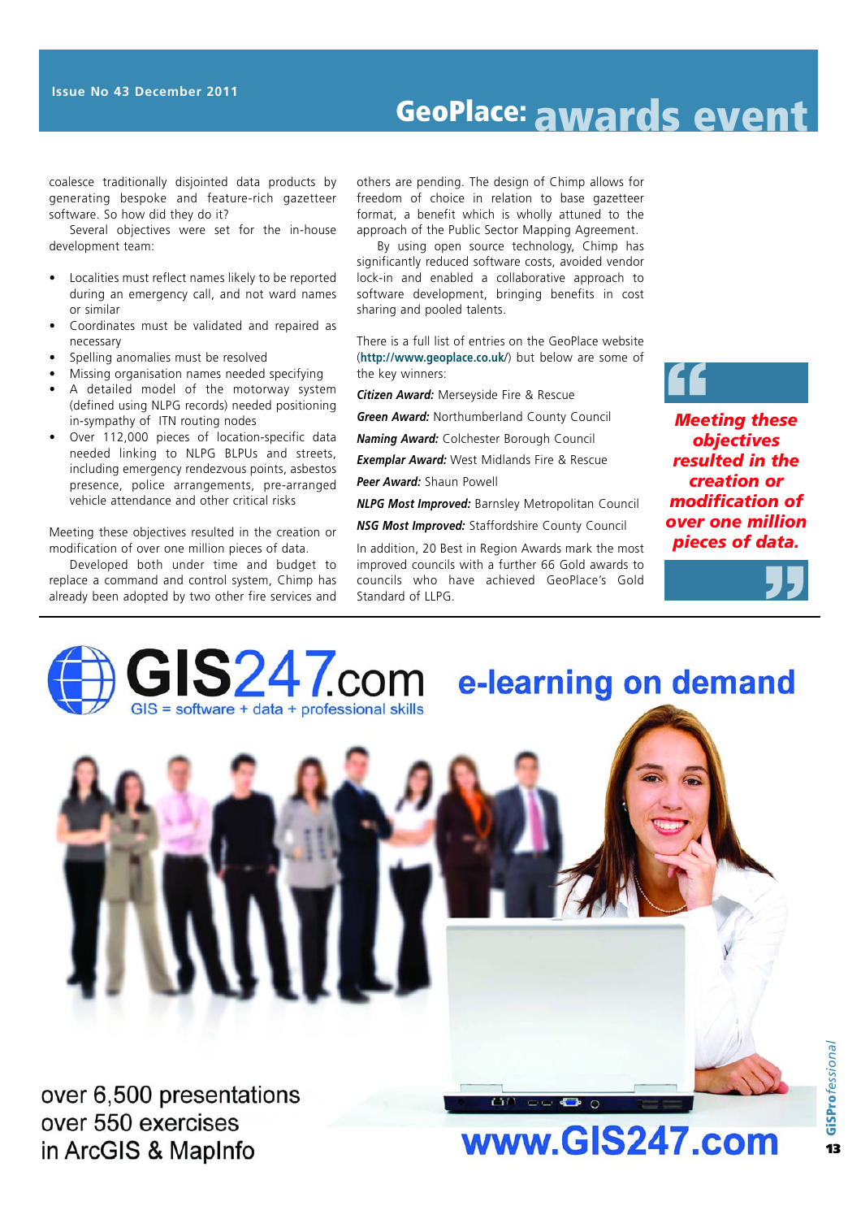# GeoPlace: awards event

coalesce traditionally disjointed data products by generating bespoke and feature-rich gazetteer software. So how did they do it?

Several objectives were set for the in-house development team:

- Localities must reflect names likely to be reported during an emergency call, and not ward names or similar
- Coordinates must be validated and repaired as necessary
- Spelling anomalies must be resolved
- Missing organisation names needed specifying
- A detailed model of the motorway system (defined using NLPG records) needed positioning in-sympathy of ITN routing nodes
- Over 112,000 pieces of location-specific data needed linking to NLPG BLPUs and streets, including emergency rendezvous points, asbestos presence, police arrangements, pre-arranged vehicle attendance and other critical risks

Meeting these objectives resulted in the creation or modification of over one million pieces of data.

Developed both under time and budget to replace a command and control system, Chimp has already been adopted by two other fire services and others are pending. The design of Chimp allows for freedom of choice in relation to base gazetteer format, a benefit which is wholly attuned to the approach of the Public Sector Mapping Agreement.

By using open source technology, Chimp has significantly reduced software costs, avoided vendor lock-in and enabled a collaborative approach to software development, bringing benefits in cost sharing and pooled talents.

There is a full list of entries on the GeoPlace website (**http://www.geoplace.co.uk/**) but below are some of the key winners:

***Citizen Award:*** Merseyside Fire & Rescue

***Green Award:*** Northumberland County Council

***Naming Award:*** Colchester Borough Council

***Exemplar Award:*** West Midlands Fire & Rescue

***Peer Award:*** Shaun Powell

***NLPG Most Improved:*** Barnsley Metropolitan Council

***NSG Most Improved:*** Staffordshire County Council

In addition, 20 Best in Region Awards mark the most improved councils with a further 66 Gold awards to councils who have achieved GeoPlace's Gold Standard of LLPG.

> ***Meeting these objectives resulted in the creation or modification of over one million pieces of data.***

---

GIS247.com
GIS = software + data + professional skills

e-learning on demand

over 6,500 presentations
over 550 exercises
in ArcGIS & MapInfo

www.GIS247.com